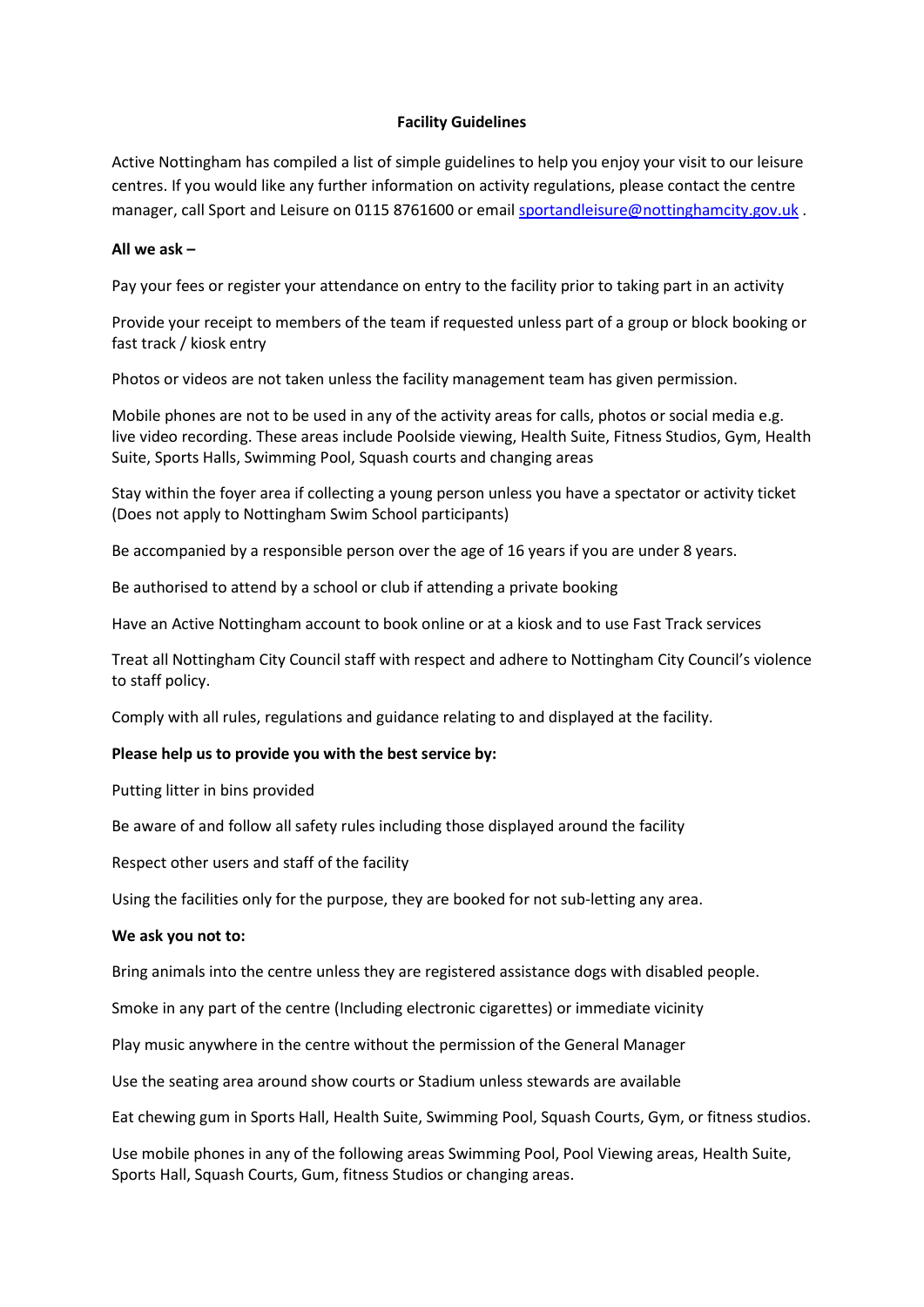# Facility Guidelines

Active Nottingham has compiled a list of simple guidelines to help you enjoy your visit to our leisure centres. If you would like any further information on activity regulations, please contact the centre manager, call Sport and Leisure on 0115 8761600 or email [sportandleisure@nottinghamcity.gov.uk](mailto:sportandleisure@nottinghamcity.gov.uk) .

**All we ask –**

Pay your fees or register your attendance on entry to the facility prior to taking part in an activity

Provide your receipt to members of the team if requested unless part of a group or block booking or fast track / kiosk entry

Photos or videos are not taken unless the facility management team has given permission.

Mobile phones are not to be used in any of the activity areas for calls, photos or social media e.g. live video recording. These areas include Poolside viewing, Health Suite, Fitness Studios, Gym, Health Suite, Sports Halls, Swimming Pool, Squash courts and changing areas

Stay within the foyer area if collecting a young person unless you have a spectator or activity ticket (Does not apply to Nottingham Swim School participants)

Be accompanied by a responsible person over the age of 16 years if you are under 8 years.

Be authorised to attend by a school or club if attending a private booking

Have an Active Nottingham account to book online or at a kiosk and to use Fast Track services

Treat all Nottingham City Council staff with respect and adhere to Nottingham City Council's violence to staff policy.

Comply with all rules, regulations and guidance relating to and displayed at the facility.

**Please help us to provide you with the best service by:**

Putting litter in bins provided

Be aware of and follow all safety rules including those displayed around the facility

Respect other users and staff of the facility

Using the facilities only for the purpose, they are booked for not sub-letting any area.

**We ask you not to:**

Bring animals into the centre unless they are registered assistance dogs with disabled people.

Smoke in any part of the centre (Including electronic cigarettes) or immediate vicinity

Play music anywhere in the centre without the permission of the General Manager

Use the seating area around show courts or Stadium unless stewards are available

Eat chewing gum in Sports Hall, Health Suite, Swimming Pool, Squash Courts, Gym, or fitness studios.

Use mobile phones in any of the following areas Swimming Pool, Pool Viewing areas, Health Suite, Sports Hall, Squash Courts, Gum, fitness Studios or changing areas.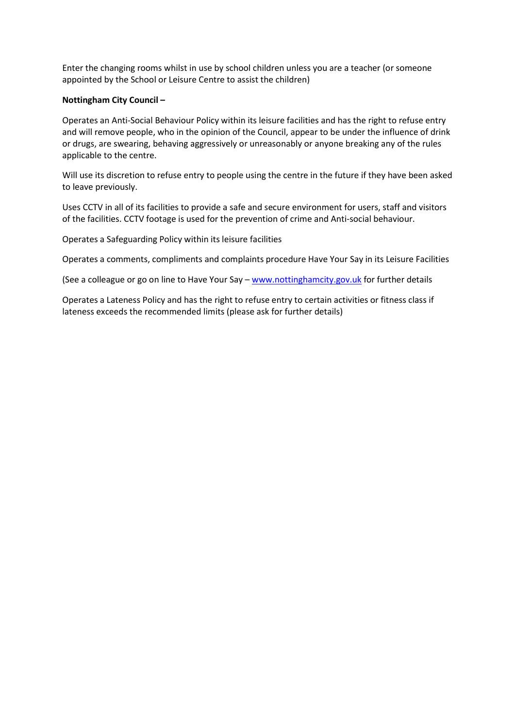Enter the changing rooms whilst in use by school children unless you are a teacher (or someone appointed by the School or Leisure Centre to assist the children)

**Nottingham City Council –**

Operates an Anti-Social Behaviour Policy within its leisure facilities and has the right to refuse entry and will remove people, who in the opinion of the Council, appear to be under the influence of drink or drugs, are swearing, behaving aggressively or unreasonably or anyone breaking any of the rules applicable to the centre.

Will use its discretion to refuse entry to people using the centre in the future if they have been asked to leave previously.

Uses CCTV in all of its facilities to provide a safe and secure environment for users, staff and visitors of the facilities. CCTV footage is used for the prevention of crime and Anti-social behaviour.

Operates a Safeguarding Policy within its leisure facilities

Operates a comments, compliments and complaints procedure Have Your Say in its Leisure Facilities

(See a colleague or go on line to Have Your Say – [www.nottinghamcity.gov.uk](www.nottinghamcity.gov.uk) for further details

Operates a Lateness Policy and has the right to refuse entry to certain activities or fitness class if lateness exceeds the recommended limits (please ask for further details)